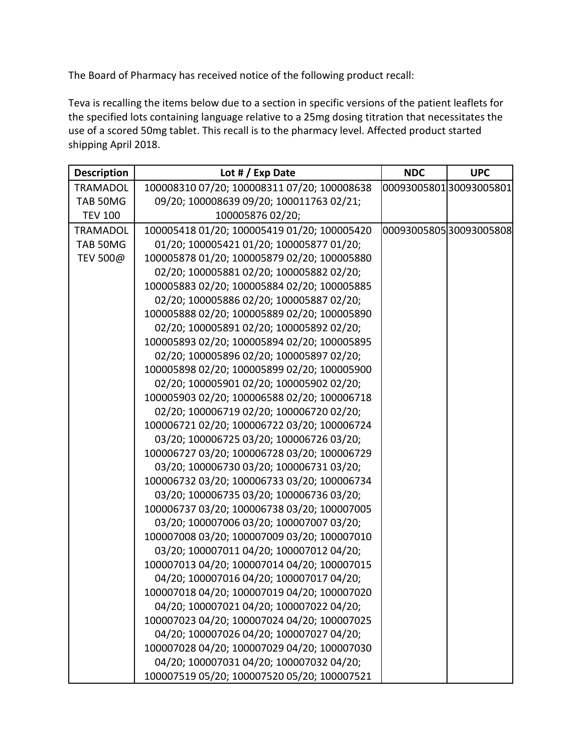The Board of Pharmacy has received notice of the following product recall:

Teva is recalling the items below due to a section in specific versions of the patient leaflets for the specified lots containing language relative to a 25mg dosing titration that necessitates the use of a scored 50mg tablet. This recall is to the pharmacy level. Affected product started shipping April 2018.

| Description | Lot # / Exp Date | NDC | UPC |
|---|---|---|---|
| TRAMADOL TAB 50MG TEV 100 | 100008310 07/20; 100008311 07/20; 100008638 09/20; 100008639 09/20; 100011763 02/21; 100005876 02/20; | 00093005801 | 30093005801 |
| TRAMADOL TAB 50MG TEV 500@ | 100005418 01/20; 100005419 01/20; 100005420 01/20; 100005421 01/20; 100005877 01/20; 100005878 01/20; 100005879 02/20; 100005880 02/20; 100005881 02/20; 100005882 02/20; 100005883 02/20; 100005884 02/20; 100005885 02/20; 100005886 02/20; 100005887 02/20; 100005888 02/20; 100005889 02/20; 100005890 02/20; 100005891 02/20; 100005892 02/20; 100005893 02/20; 100005894 02/20; 100005895 02/20; 100005896 02/20; 100005897 02/20; 100005898 02/20; 100005899 02/20; 100005900 02/20; 100005901 02/20; 100005902 02/20; 100005903 02/20; 100006588 02/20; 100006718 02/20; 100006719 02/20; 100006720 02/20; 100006721 02/20; 100006722 03/20; 100006724 03/20; 100006725 03/20; 100006726 03/20; 100006727 03/20; 100006728 03/20; 100006729 03/20; 100006730 03/20; 100006731 03/20; 100006732 03/20; 100006733 03/20; 100006734 03/20; 100006735 03/20; 100006736 03/20; 100006737 03/20; 100006738 03/20; 100007005 03/20; 100007006 03/20; 100007007 03/20; 100007008 03/20; 100007009 03/20; 100007010 03/20; 100007011 04/20; 100007012 04/20; 100007013 04/20; 100007014 04/20; 100007015 04/20; 100007016 04/20; 100007017 04/20; 100007018 04/20; 100007019 04/20; 100007020 04/20; 100007021 04/20; 100007022 04/20; 100007023 04/20; 100007024 04/20; 100007025 04/20; 100007026 04/20; 100007027 04/20; 100007028 04/20; 100007029 04/20; 100007030 04/20; 100007031 04/20; 100007032 04/20; 100007519 05/20; 100007520 05/20; 100007521 | 00093005805 | 30093005808 |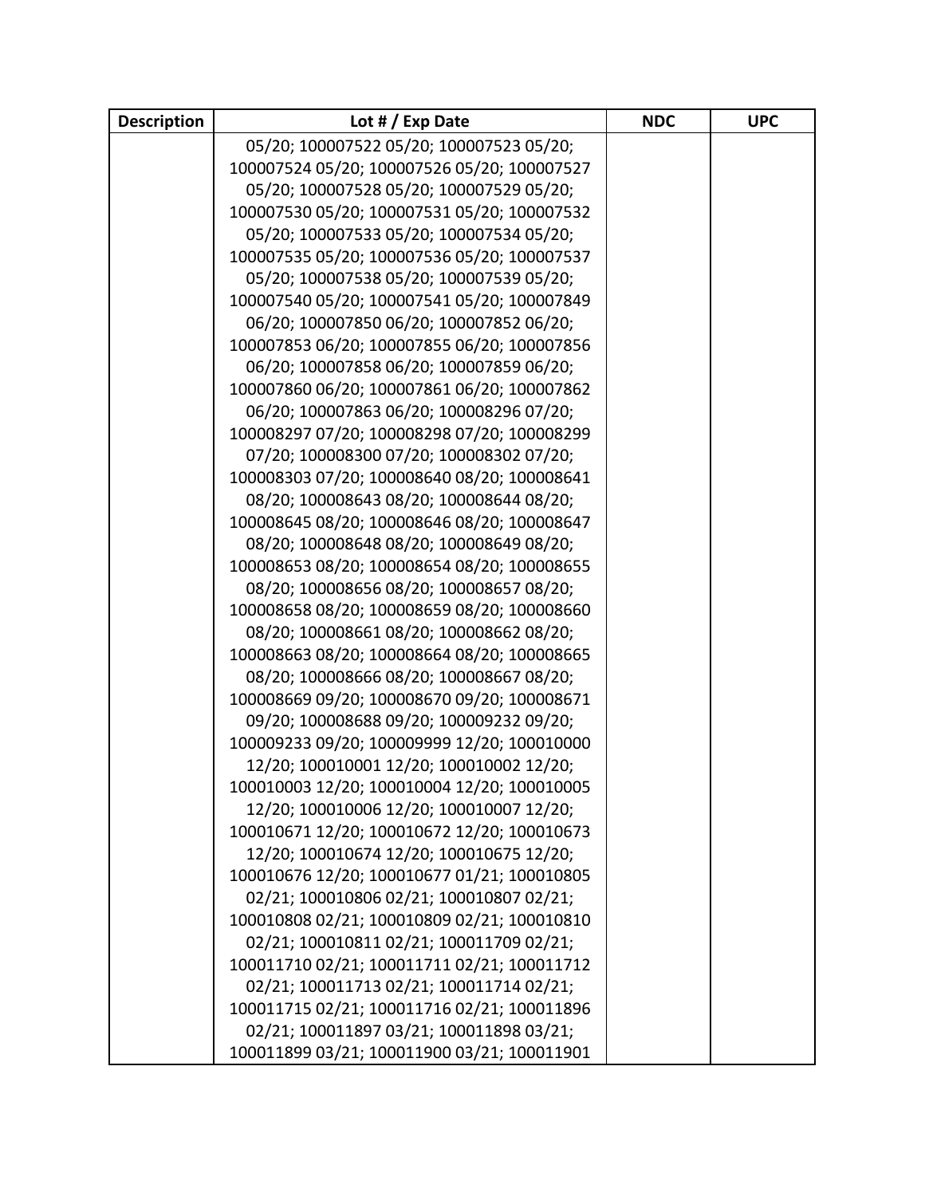| Description | Lot # / Exp Date | NDC | UPC |
|---|---|---|---|
| | 05/20; 100007522 05/20; 100007523 05/20; 100007524 05/20; 100007526 05/20; 100007527 05/20; 100007528 05/20; 100007529 05/20; 100007530 05/20; 100007531 05/20; 100007532 05/20; 100007533 05/20; 100007534 05/20; 100007535 05/20; 100007536 05/20; 100007537 05/20; 100007538 05/20; 100007539 05/20; 100007540 05/20; 100007541 05/20; 100007849 06/20; 100007850 06/20; 100007852 06/20; 100007853 06/20; 100007855 06/20; 100007856 06/20; 100007858 06/20; 100007859 06/20; 100007860 06/20; 100007861 06/20; 100007862 06/20; 100007863 06/20; 100008296 07/20; 100008297 07/20; 100008298 07/20; 100008299 07/20; 100008300 07/20; 100008302 07/20; 100008303 07/20; 100008640 08/20; 100008641 08/20; 100008643 08/20; 100008644 08/20; 100008645 08/20; 100008646 08/20; 100008647 08/20; 100008648 08/20; 100008649 08/20; 100008653 08/20; 100008654 08/20; 100008655 08/20; 100008656 08/20; 100008657 08/20; 100008658 08/20; 100008659 08/20; 100008660 08/20; 100008661 08/20; 100008662 08/20; 100008663 08/20; 100008664 08/20; 100008665 08/20; 100008666 08/20; 100008667 08/20; 100008669 09/20; 100008670 09/20; 100008671 09/20; 100008688 09/20; 100009232 09/20; 100009233 09/20; 100009999 12/20; 100010000 12/20; 100010001 12/20; 100010002 12/20; 100010003 12/20; 100010004 12/20; 100010005 12/20; 100010006 12/20; 100010007 12/20; 100010671 12/20; 100010672 12/20; 100010673 12/20; 100010674 12/20; 100010675 12/20; 100010676 12/20; 100010677 01/21; 100010805 02/21; 100010806 02/21; 100010807 02/21; 100010808 02/21; 100010809 02/21; 100010810 02/21; 100010811 02/21; 100011709 02/21; 100011710 02/21; 100011711 02/21; 100011712 02/21; 100011713 02/21; 100011714 02/21; 100011715 02/21; 100011716 02/21; 100011896 02/21; 100011897 03/21; 100011898 03/21; 100011899 03/21; 100011900 03/21; 100011901 | | |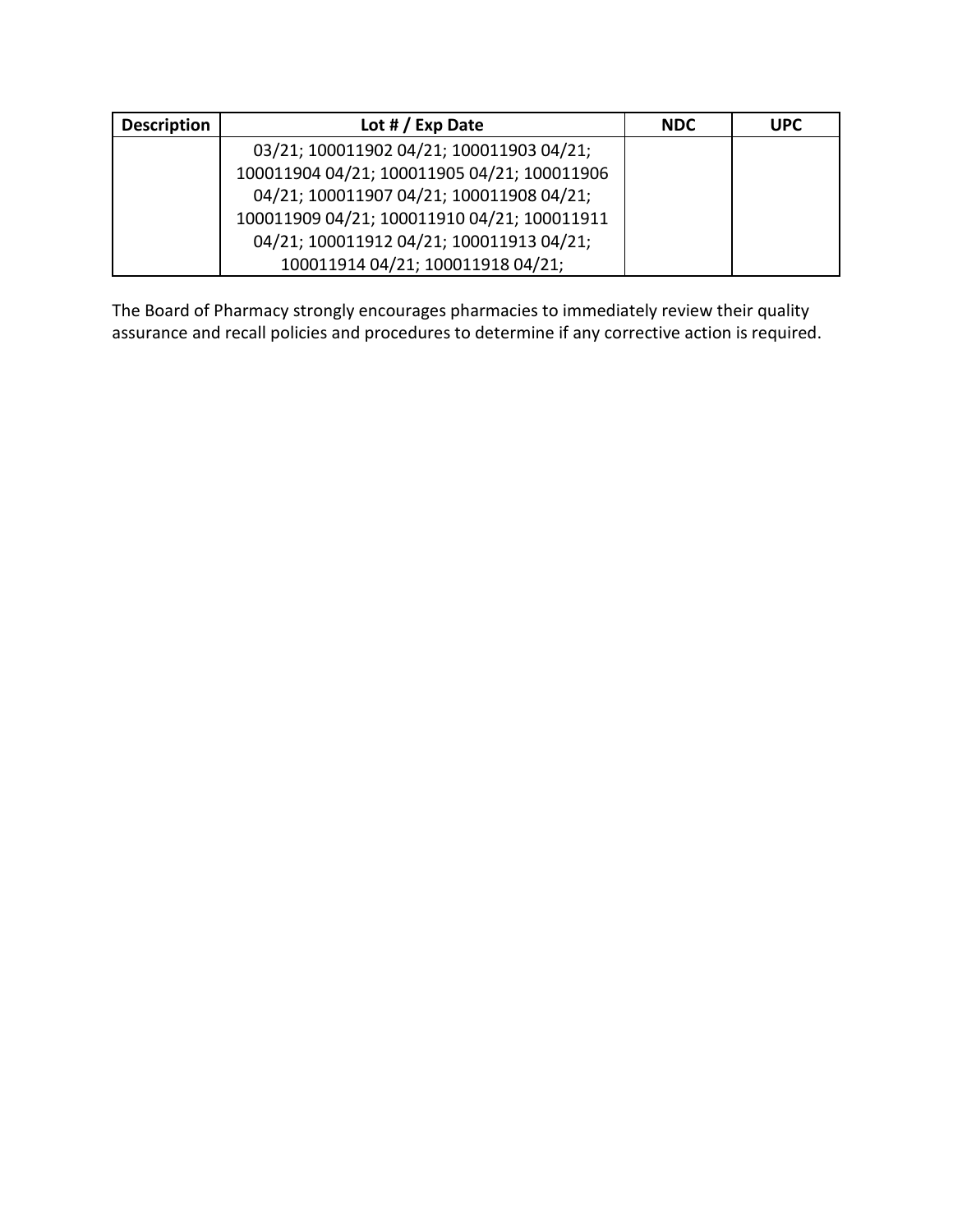| Description | Lot # / Exp Date | NDC | UPC |
| --- | --- | --- | --- |
| | 03/21; 100011902 04/21; 100011903 04/21; 100011904 04/21; 100011905 04/21; 100011906 04/21; 100011907 04/21; 100011908 04/21; 100011909 04/21; 100011910 04/21; 100011911 04/21; 100011912 04/21; 100011913 04/21; 100011914 04/21; 100011918 04/21; | | |

The Board of Pharmacy strongly encourages pharmacies to immediately review their quality assurance and recall policies and procedures to determine if any corrective action is required.